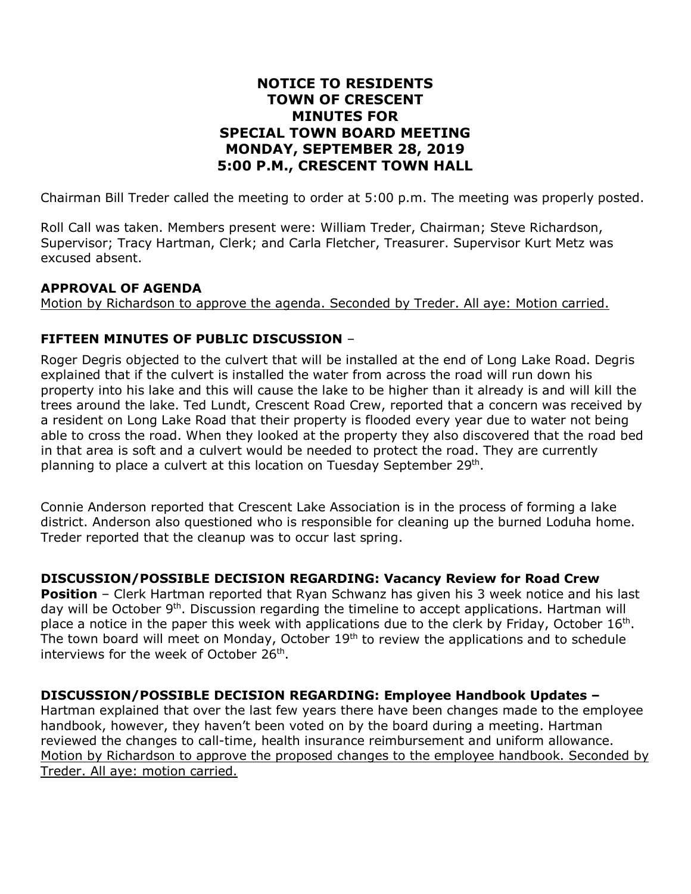# NOTICE TO RESIDENTS
# TOWN OF CRESCENT
# MINUTES FOR
# SPECIAL TOWN BOARD MEETING
# MONDAY, SEPTEMBER 28, 2019
# 5:00 P.M., CRESCENT TOWN HALL

Chairman Bill Treder called the meeting to order at 5:00 p.m. The meeting was properly posted.

Roll Call was taken. Members present were: William Treder, Chairman; Steve Richardson, Supervisor; Tracy Hartman, Clerk; and Carla Fletcher, Treasurer. Supervisor Kurt Metz was excused absent.

**APPROVAL OF AGENDA**

Motion by Richardson to approve the agenda. Seconded by Treder. All aye: Motion carried.

**FIFTEEN MINUTES OF PUBLIC DISCUSSION** –

Roger Degris objected to the culvert that will be installed at the end of Long Lake Road. Degris explained that if the culvert is installed the water from across the road will run down his property into his lake and this will cause the lake to be higher than it already is and will kill the trees around the lake. Ted Lundt, Crescent Road Crew, reported that a concern was received by a resident on Long Lake Road that their property is flooded every year due to water not being able to cross the road. When they looked at the property they also discovered that the road bed in that area is soft and a culvert would be needed to protect the road. They are currently planning to place a culvert at this location on Tuesday September 29th.

Connie Anderson reported that Crescent Lake Association is in the process of forming a lake district. Anderson also questioned who is responsible for cleaning up the burned Loduha home. Treder reported that the cleanup was to occur last spring.

**DISCUSSION/POSSIBLE DECISION REGARDING: Vacancy Review for Road Crew Position** – Clerk Hartman reported that Ryan Schwanz has given his 3 week notice and his last day will be October 9th. Discussion regarding the timeline to accept applications. Hartman will place a notice in the paper this week with applications due to the clerk by Friday, October 16th. The town board will meet on Monday, October 19th to review the applications and to schedule interviews for the week of October 26th.

**DISCUSSION/POSSIBLE DECISION REGARDING: Employee Handbook Updates –**
Hartman explained that over the last few years there have been changes made to the employee handbook, however, they haven't been voted on by the board during a meeting. Hartman reviewed the changes to call-time, health insurance reimbursement and uniform allowance. Motion by Richardson to approve the proposed changes to the employee handbook. Seconded by Treder. All aye: motion carried.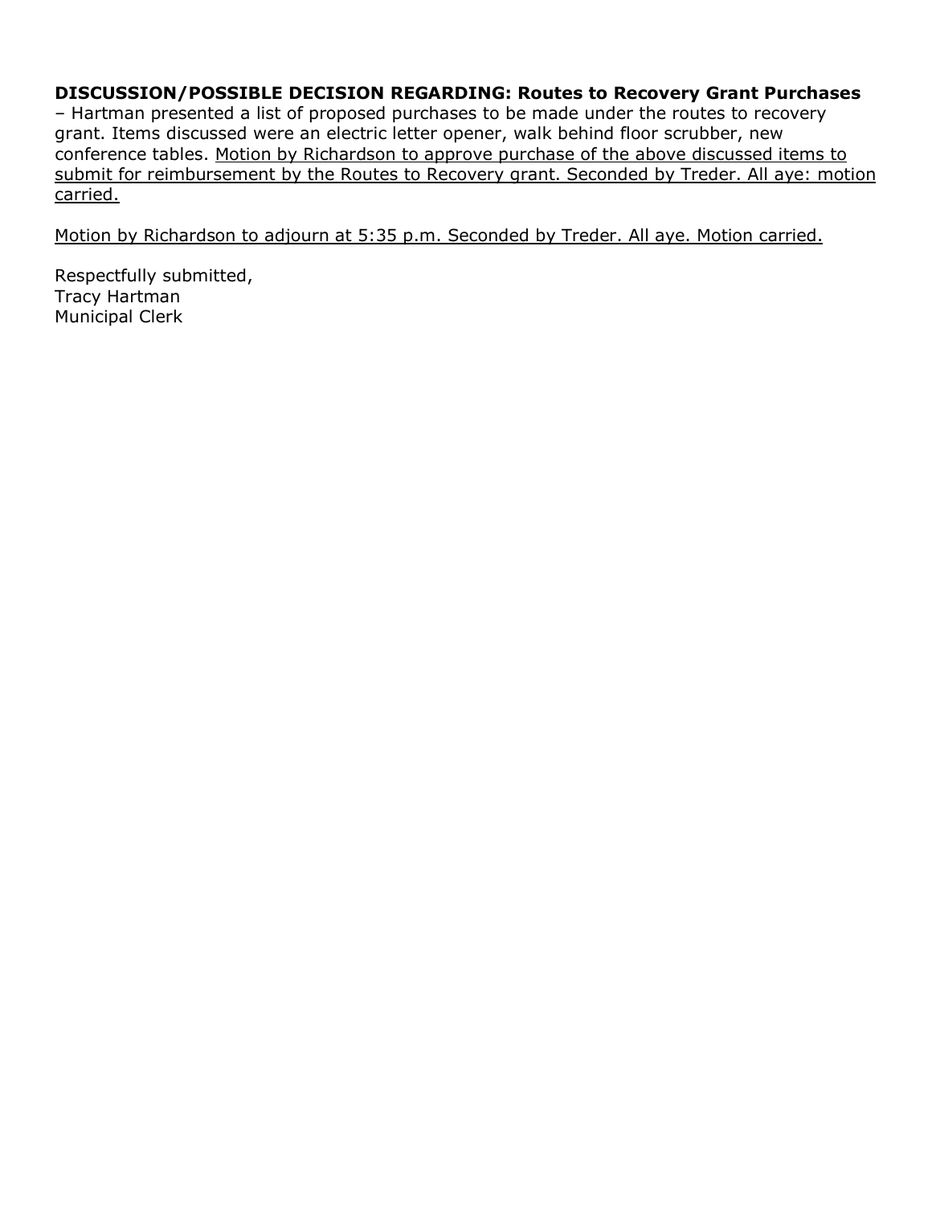**DISCUSSION/POSSIBLE DECISION REGARDING: Routes to Recovery Grant Purchases** – Hartman presented a list of proposed purchases to be made under the routes to recovery grant. Items discussed were an electric letter opener, walk behind floor scrubber, new conference tables. <u>Motion by Richardson to approve purchase of the above discussed items to submit for reimbursement by the Routes to Recovery grant. Seconded by Treder. All aye: motion carried.</u>

<u>Motion by Richardson to adjourn at 5:35 p.m. Seconded by Treder. All aye. Motion carried.</u>

Respectfully submitted,
Tracy Hartman
Municipal Clerk